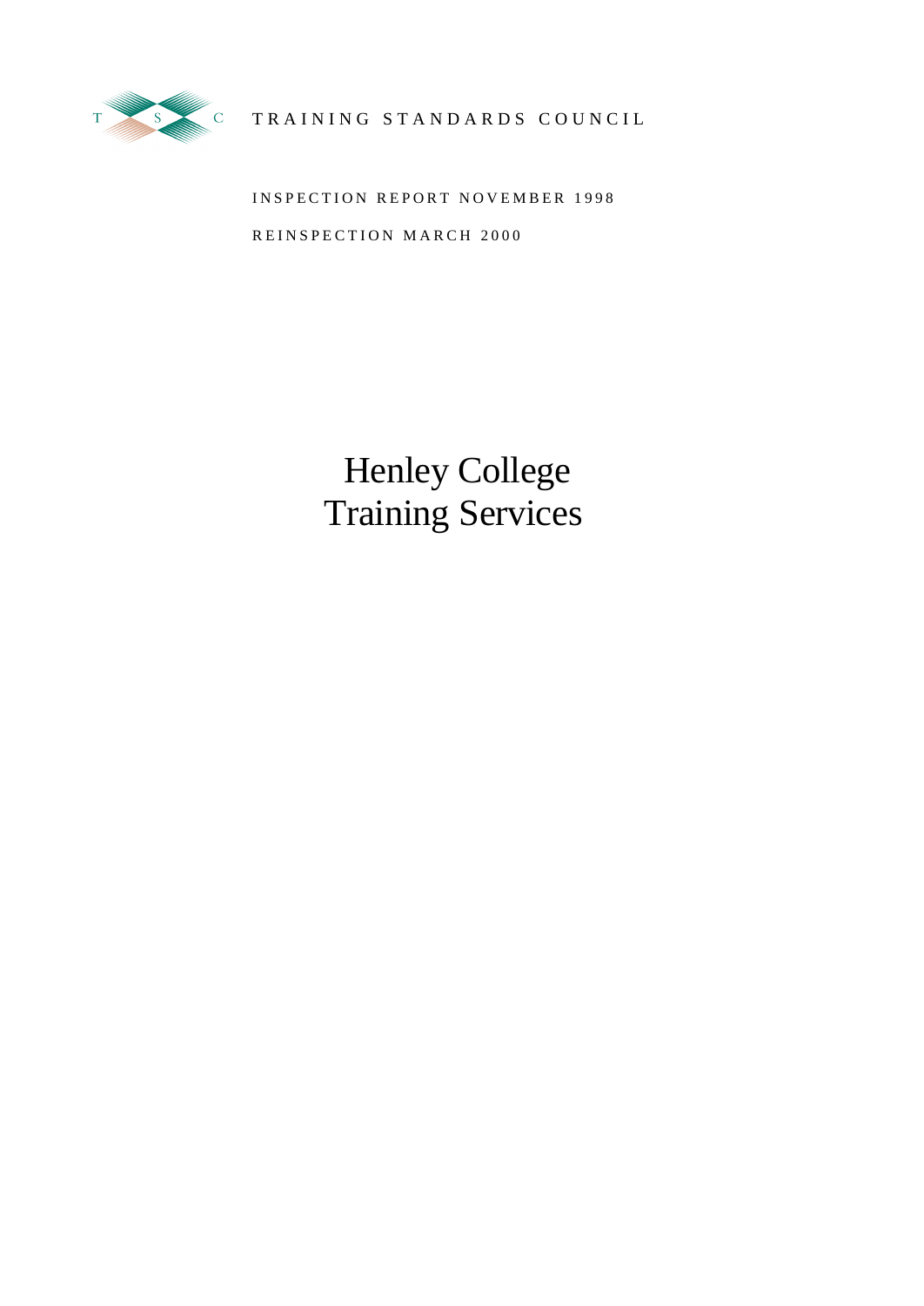TRAINING STANDARDS COUNCIL

INSPECTION REPORT NOVEMBER 1998

REINSPECTION MARCH 2000

# Henley College Training Services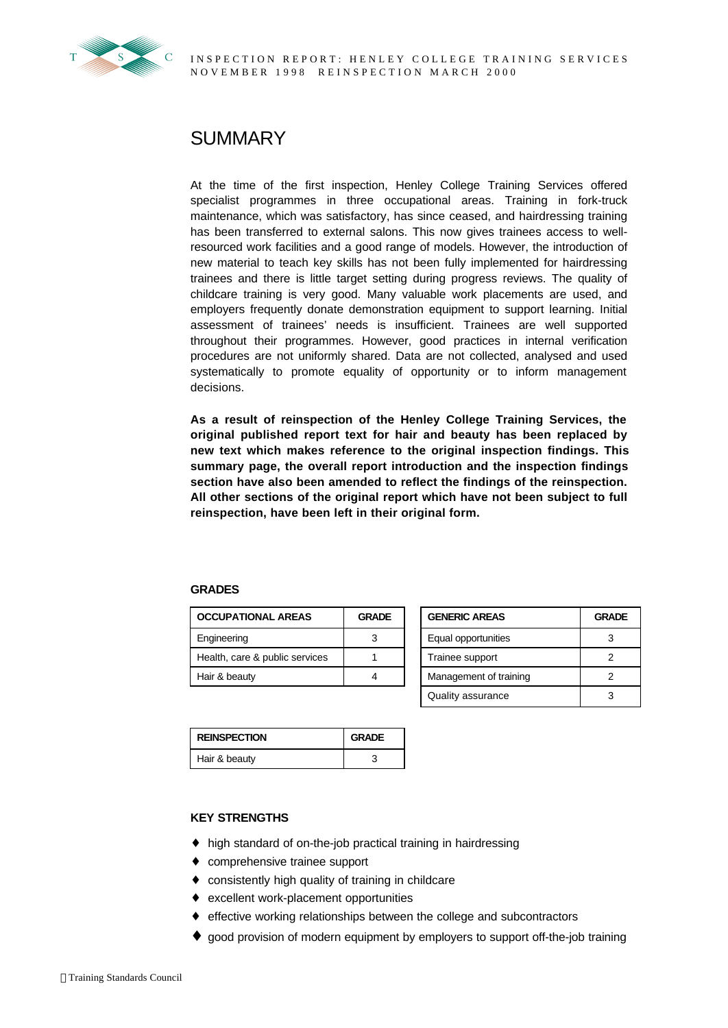# SUMMARY

At the time of the first inspection, Henley College Training Services offered specialist programmes in three occupational areas. Training in fork-truck maintenance, which was satisfactory, has since ceased, and hairdressing training has been transferred to external salons. This now gives trainees access to well-resourced work facilities and a good range of models. However, the introduction of new material to teach key skills has not been fully implemented for hairdressing trainees and there is little target setting during progress reviews. The quality of childcare training is very good. Many valuable work placements are used, and employers frequently donate demonstration equipment to support learning. Initial assessment of trainees' needs is insufficient. Trainees are well supported throughout their programmes. However, good practices in internal verification procedures are not uniformly shared. Data are not collected, analysed and used systematically to promote equality of opportunity or to inform management decisions.

**As a result of reinspection of the Henley College Training Services, the original published report text for hair and beauty has been replaced by new text which makes reference to the original inspection findings. This summary page, the overall report introduction and the inspection findings section have also been amended to reflect the findings of the reinspection. All other sections of the original report which have not been subject to full reinspection, have been left in their original form.**

### GRADES

| OCCUPATIONAL AREAS | GRADE |
|---|---|
| Engineering | 3 |
| Health, care & public services | 1 |
| Hair & beauty | 4 |

| GENERIC AREAS | GRADE |
|---|---|
| Equal opportunities | 3 |
| Trainee support | 2 |
| Management of training | 2 |
| Quality assurance | 3 |

| REINSPECTION | GRADE |
|---|---|
| Hair & beauty | 3 |

### KEY STRENGTHS

- high standard of on-the-job practical training in hairdressing
- comprehensive trainee support
- consistently high quality of training in childcare
- excellent work-placement opportunities
- effective working relationships between the college and subcontractors
- good provision of modern equipment by employers to support off-the-job training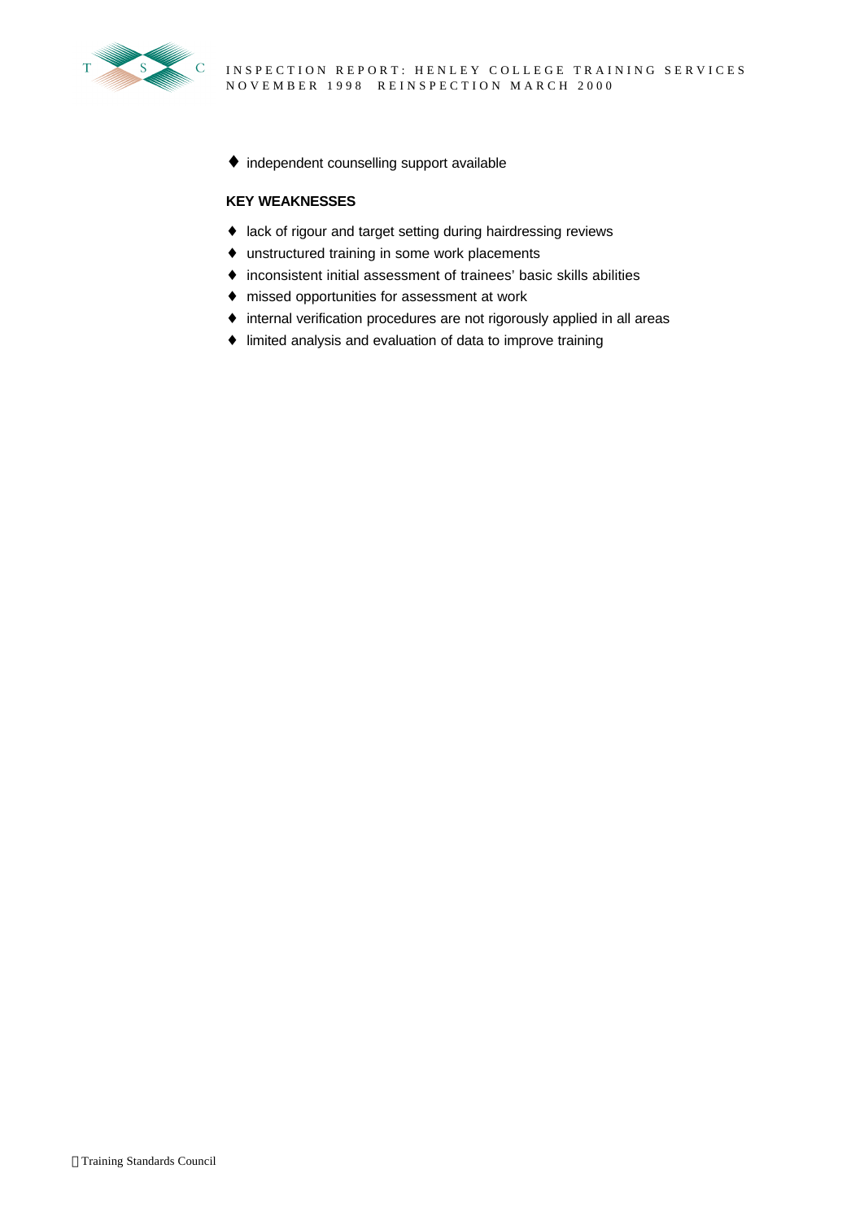- independent counselling support available

**KEY WEAKNESSES**

- lack of rigour and target setting during hairdressing reviews
- unstructured training in some work placements
- inconsistent initial assessment of trainees' basic skills abilities
- missed opportunities for assessment at work
- internal verification procedures are not rigorously applied in all areas
- limited analysis and evaluation of data to improve training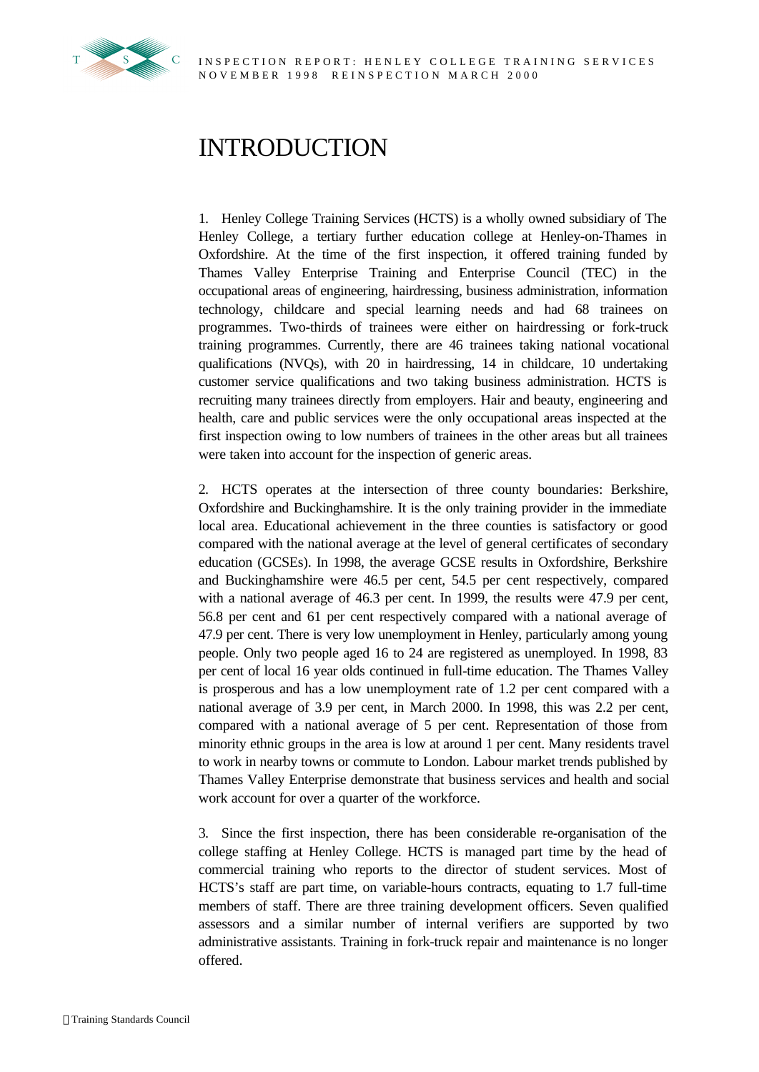# INTRODUCTION

1. Henley College Training Services (HCTS) is a wholly owned subsidiary of The Henley College, a tertiary further education college at Henley-on-Thames in Oxfordshire. At the time of the first inspection, it offered training funded by Thames Valley Enterprise Training and Enterprise Council (TEC) in the occupational areas of engineering, hairdressing, business administration, information technology, childcare and special learning needs and had 68 trainees on programmes. Two-thirds of trainees were either on hairdressing or fork-truck training programmes. Currently, there are 46 trainees taking national vocational qualifications (NVQs), with 20 in hairdressing, 14 in childcare, 10 undertaking customer service qualifications and two taking business administration. HCTS is recruiting many trainees directly from employers. Hair and beauty, engineering and health, care and public services were the only occupational areas inspected at the first inspection owing to low numbers of trainees in the other areas but all trainees were taken into account for the inspection of generic areas.

2. HCTS operates at the intersection of three county boundaries: Berkshire, Oxfordshire and Buckinghamshire. It is the only training provider in the immediate local area. Educational achievement in the three counties is satisfactory or good compared with the national average at the level of general certificates of secondary education (GCSEs). In 1998, the average GCSE results in Oxfordshire, Berkshire and Buckinghamshire were 46.5 per cent, 54.5 per cent respectively, compared with a national average of 46.3 per cent. In 1999, the results were 47.9 per cent, 56.8 per cent and 61 per cent respectively compared with a national average of 47.9 per cent. There is very low unemployment in Henley, particularly among young people. Only two people aged 16 to 24 are registered as unemployed. In 1998, 83 per cent of local 16 year olds continued in full-time education. The Thames Valley is prosperous and has a low unemployment rate of 1.2 per cent compared with a national average of 3.9 per cent, in March 2000. In 1998, this was 2.2 per cent, compared with a national average of 5 per cent. Representation of those from minority ethnic groups in the area is low at around 1 per cent. Many residents travel to work in nearby towns or commute to London. Labour market trends published by Thames Valley Enterprise demonstrate that business services and health and social work account for over a quarter of the workforce.

3. Since the first inspection, there has been considerable re-organisation of the college staffing at Henley College. HCTS is managed part time by the head of commercial training who reports to the director of student services. Most of HCTS's staff are part time, on variable-hours contracts, equating to 1.7 full-time members of staff. There are three training development officers. Seven qualified assessors and a similar number of internal verifiers are supported by two administrative assistants. Training in fork-truck repair and maintenance is no longer offered.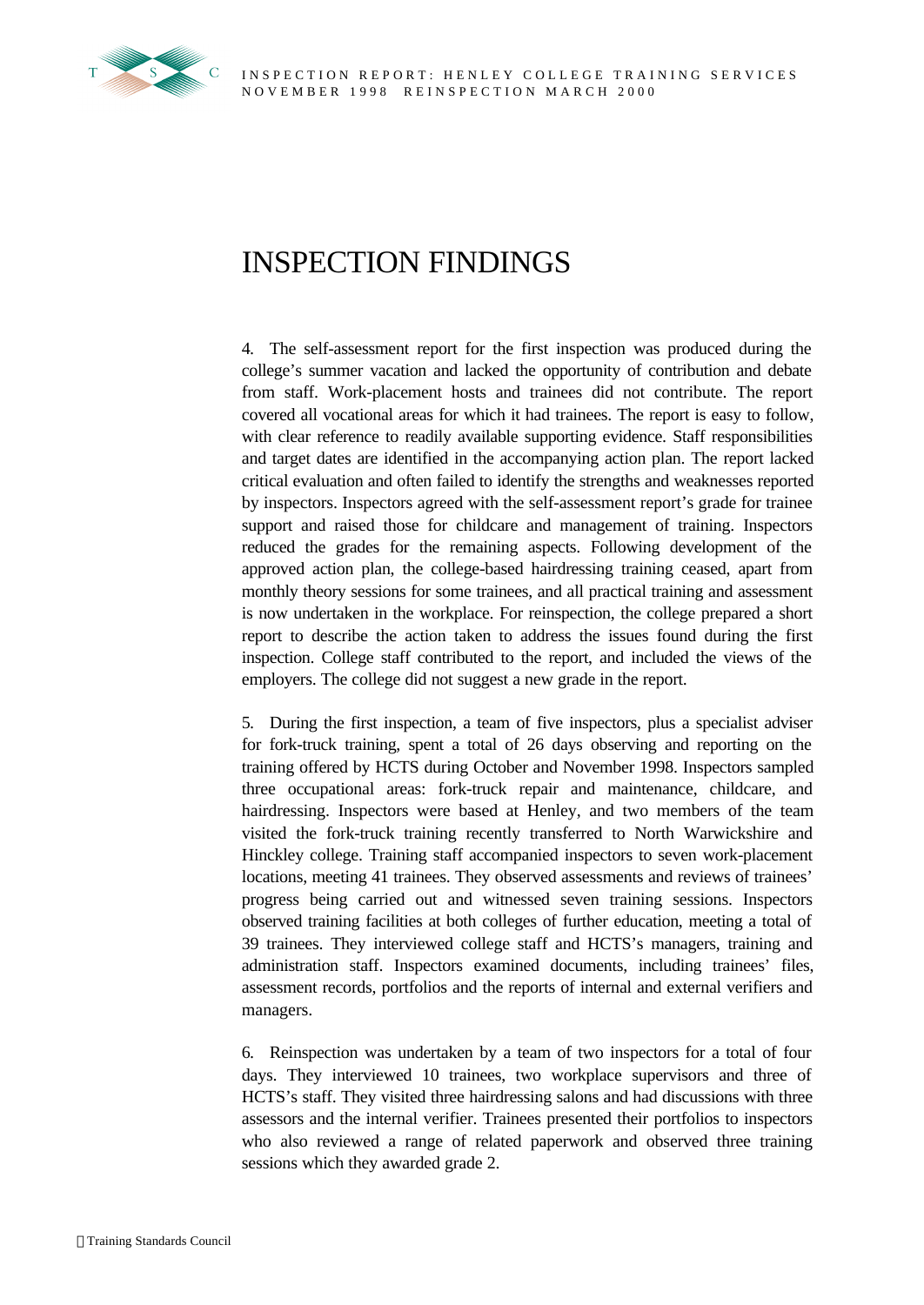# INSPECTION FINDINGS

4. The self-assessment report for the first inspection was produced during the college's summer vacation and lacked the opportunity of contribution and debate from staff. Work-placement hosts and trainees did not contribute. The report covered all vocational areas for which it had trainees. The report is easy to follow, with clear reference to readily available supporting evidence. Staff responsibilities and target dates are identified in the accompanying action plan. The report lacked critical evaluation and often failed to identify the strengths and weaknesses reported by inspectors. Inspectors agreed with the self-assessment report's grade for trainee support and raised those for childcare and management of training. Inspectors reduced the grades for the remaining aspects. Following development of the approved action plan, the college-based hairdressing training ceased, apart from monthly theory sessions for some trainees, and all practical training and assessment is now undertaken in the workplace. For reinspection, the college prepared a short report to describe the action taken to address the issues found during the first inspection. College staff contributed to the report, and included the views of the employers. The college did not suggest a new grade in the report.

5. During the first inspection, a team of five inspectors, plus a specialist adviser for fork-truck training, spent a total of 26 days observing and reporting on the training offered by HCTS during October and November 1998. Inspectors sampled three occupational areas: fork-truck repair and maintenance, childcare, and hairdressing. Inspectors were based at Henley, and two members of the team visited the fork-truck training recently transferred to North Warwickshire and Hinckley college. Training staff accompanied inspectors to seven work-placement locations, meeting 41 trainees. They observed assessments and reviews of trainees' progress being carried out and witnessed seven training sessions. Inspectors observed training facilities at both colleges of further education, meeting a total of 39 trainees. They interviewed college staff and HCTS's managers, training and administration staff. Inspectors examined documents, including trainees' files, assessment records, portfolios and the reports of internal and external verifiers and managers.

6. Reinspection was undertaken by a team of two inspectors for a total of four days. They interviewed 10 trainees, two workplace supervisors and three of HCTS's staff. They visited three hairdressing salons and had discussions with three assessors and the internal verifier. Trainees presented their portfolios to inspectors who also reviewed a range of related paperwork and observed three training sessions which they awarded grade 2.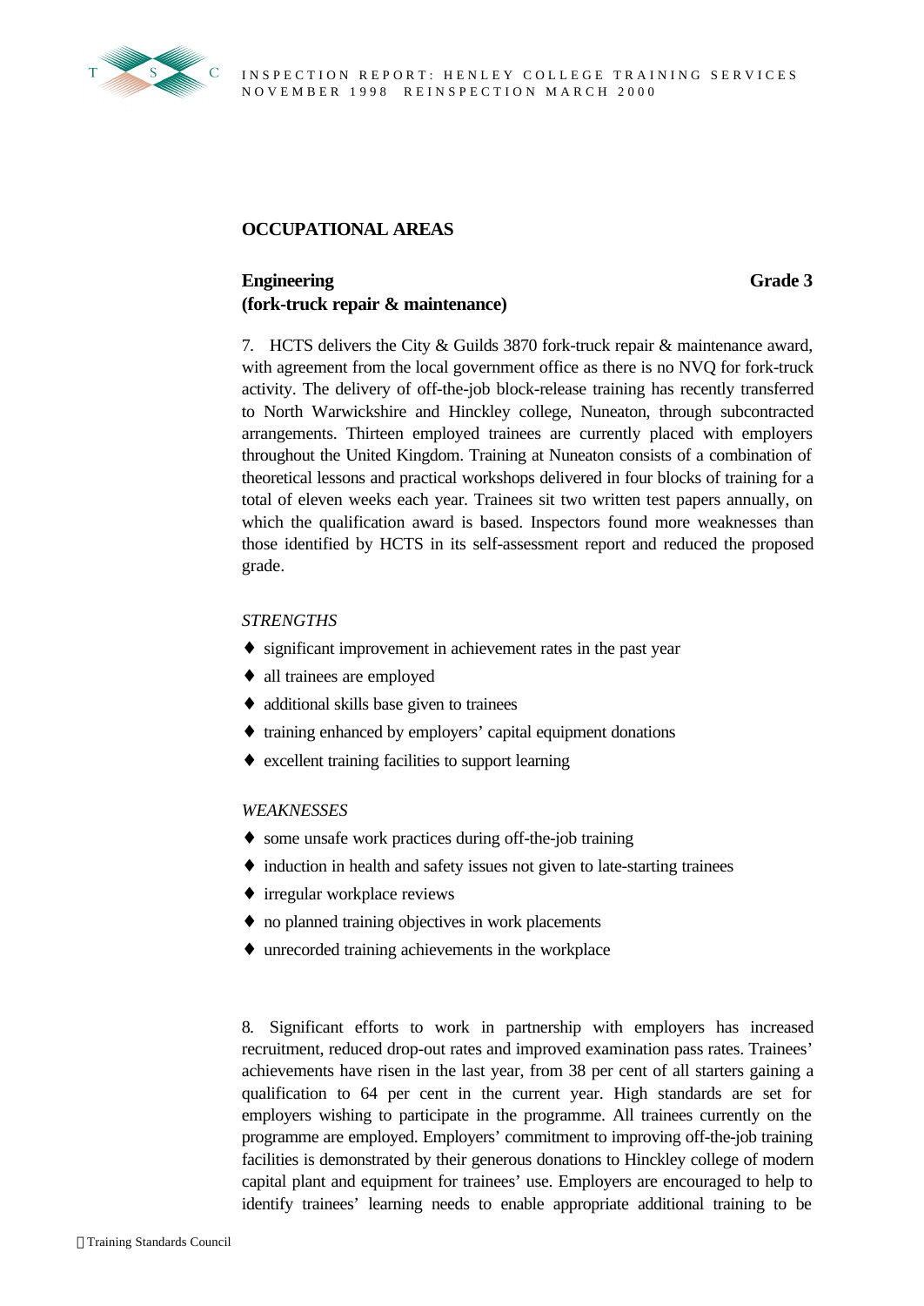## OCCUPATIONAL AREAS

### Engineering (fork-truck repair & maintenance) — Grade 3

7. HCTS delivers the City & Guilds 3870 fork-truck repair & maintenance award, with agreement from the local government office as there is no NVQ for fork-truck activity. The delivery of off-the-job block-release training has recently transferred to North Warwickshire and Hinckley college, Nuneaton, through subcontracted arrangements. Thirteen employed trainees are currently placed with employers throughout the United Kingdom. Training at Nuneaton consists of a combination of theoretical lessons and practical workshops delivered in four blocks of training for a total of eleven weeks each year. Trainees sit two written test papers annually, on which the qualification award is based. Inspectors found more weaknesses than those identified by HCTS in its self-assessment report and reduced the proposed grade.

*STRENGTHS*

- significant improvement in achievement rates in the past year
- all trainees are employed
- additional skills base given to trainees
- training enhanced by employers' capital equipment donations
- excellent training facilities to support learning

*WEAKNESSES*

- some unsafe work practices during off-the-job training
- induction in health and safety issues not given to late-starting trainees
- irregular workplace reviews
- no planned training objectives in work placements
- unrecorded training achievements in the workplace

8. Significant efforts to work in partnership with employers has increased recruitment, reduced drop-out rates and improved examination pass rates. Trainees' achievements have risen in the last year, from 38 per cent of all starters gaining a qualification to 64 per cent in the current year. High standards are set for employers wishing to participate in the programme. All trainees currently on the programme are employed. Employers' commitment to improving off-the-job training facilities is demonstrated by their generous donations to Hinckley college of modern capital plant and equipment for trainees' use. Employers are encouraged to help to identify trainees' learning needs to enable appropriate additional training to be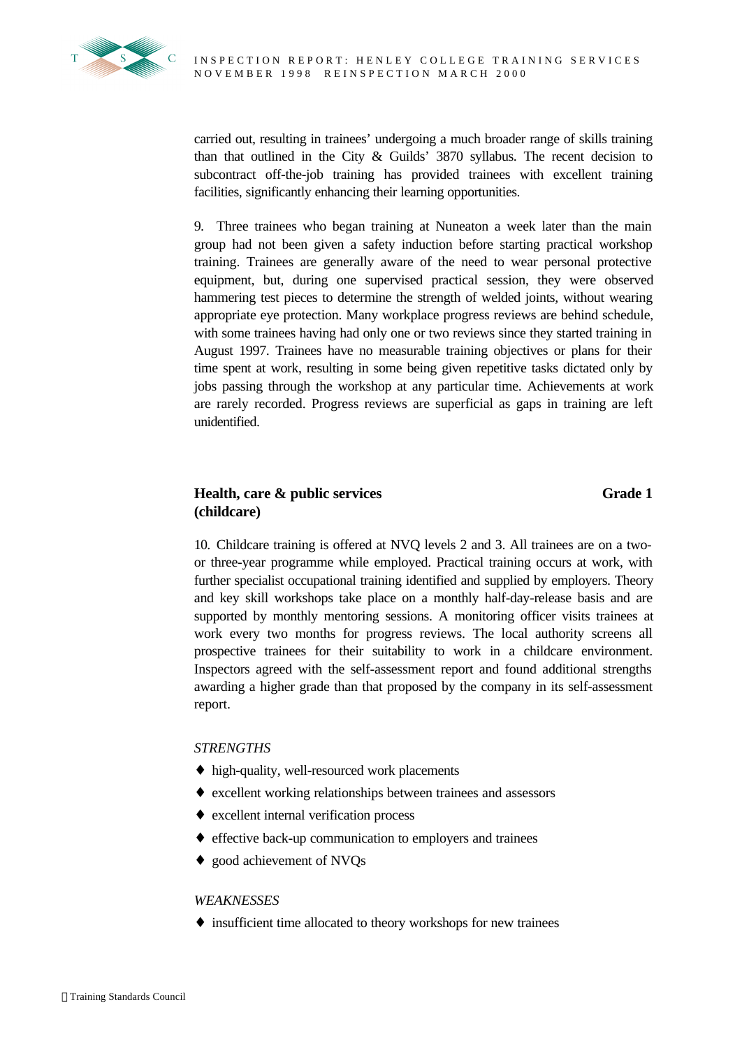carried out, resulting in trainees' undergoing a much broader range of skills training than that outlined in the City & Guilds' 3870 syllabus. The recent decision to subcontract off-the-job training has provided trainees with excellent training facilities, significantly enhancing their learning opportunities.

9. Three trainees who began training at Nuneaton a week later than the main group had not been given a safety induction before starting practical workshop training. Trainees are generally aware of the need to wear personal protective equipment, but, during one supervised practical session, they were observed hammering test pieces to determine the strength of welded joints, without wearing appropriate eye protection. Many workplace progress reviews are behind schedule, with some trainees having had only one or two reviews since they started training in August 1997. Trainees have no measurable training objectives or plans for their time spent at work, resulting in some being given repetitive tasks dictated only by jobs passing through the workshop at any particular time. Achievements at work are rarely recorded. Progress reviews are superficial as gaps in training are left unidentified.

## Health, care & public services (childcare) — Grade 1

10. Childcare training is offered at NVQ levels 2 and 3. All trainees are on a two- or three-year programme while employed. Practical training occurs at work, with further specialist occupational training identified and supplied by employers. Theory and key skill workshops take place on a monthly half-day-release basis and are supported by monthly mentoring sessions. A monitoring officer visits trainees at work every two months for progress reviews. The local authority screens all prospective trainees for their suitability to work in a childcare environment. Inspectors agreed with the self-assessment report and found additional strengths awarding a higher grade than that proposed by the company in its self-assessment report.

*STRENGTHS*

- high-quality, well-resourced work placements
- excellent working relationships between trainees and assessors
- excellent internal verification process
- effective back-up communication to employers and trainees
- good achievement of NVQs

*WEAKNESSES*

- insufficient time allocated to theory workshops for new trainees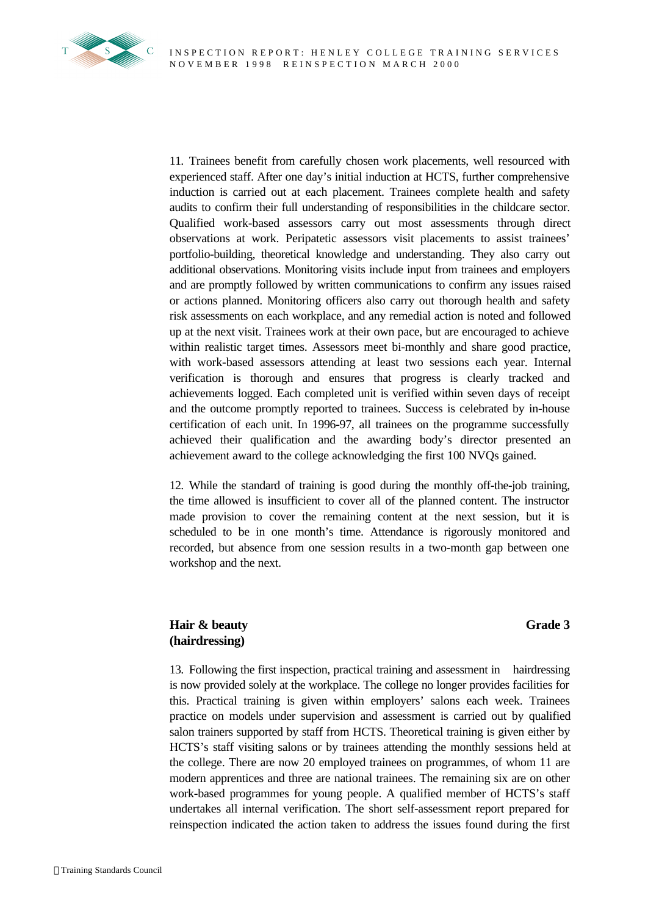11. Trainees benefit from carefully chosen work placements, well resourced with experienced staff. After one day's initial induction at HCTS, further comprehensive induction is carried out at each placement. Trainees complete health and safety audits to confirm their full understanding of responsibilities in the childcare sector. Qualified work-based assessors carry out most assessments through direct observations at work. Peripatetic assessors visit placements to assist trainees' portfolio-building, theoretical knowledge and understanding. They also carry out additional observations. Monitoring visits include input from trainees and employers and are promptly followed by written communications to confirm any issues raised or actions planned. Monitoring officers also carry out thorough health and safety risk assessments on each workplace, and any remedial action is noted and followed up at the next visit. Trainees work at their own pace, but are encouraged to achieve within realistic target times. Assessors meet bi-monthly and share good practice, with work-based assessors attending at least two sessions each year. Internal verification is thorough and ensures that progress is clearly tracked and achievements logged. Each completed unit is verified within seven days of receipt and the outcome promptly reported to trainees. Success is celebrated by in-house certification of each unit. In 1996-97, all trainees on the programme successfully achieved their qualification and the awarding body's director presented an achievement award to the college acknowledging the first 100 NVQs gained.

12. While the standard of training is good during the monthly off-the-job training, the time allowed is insufficient to cover all of the planned content. The instructor made provision to cover the remaining content at the next session, but it is scheduled to be in one month's time. Attendance is rigorously monitored and recorded, but absence from one session results in a two-month gap between one workshop and the next.

### Hair & beauty (hairdressing) — Grade 3

13. Following the first inspection, practical training and assessment in hairdressing is now provided solely at the workplace. The college no longer provides facilities for this. Practical training is given within employers' salons each week. Trainees practice on models under supervision and assessment is carried out by qualified salon trainers supported by staff from HCTS. Theoretical training is given either by HCTS's staff visiting salons or by trainees attending the monthly sessions held at the college. There are now 20 employed trainees on programmes, of whom 11 are modern apprentices and three are national trainees. The remaining six are on other work-based programmes for young people. A qualified member of HCTS's staff undertakes all internal verification. The short self-assessment report prepared for reinspection indicated the action taken to address the issues found during the first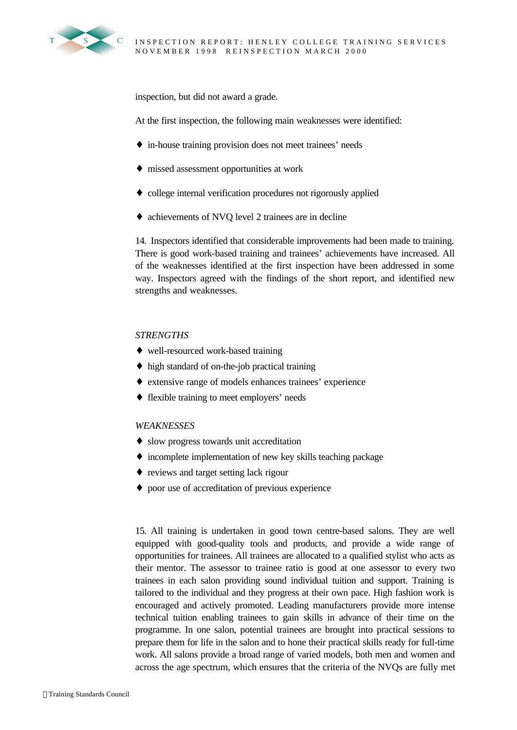inspection, but did not award a grade.

At the first inspection, the following main weaknesses were identified:

- in-house training provision does not meet trainees' needs
- missed assessment opportunities at work
- college internal verification procedures not rigorously applied
- achievements of NVQ level 2 trainees are in decline

14. Inspectors identified that considerable improvements had been made to training. There is good work-based training and trainees' achievements have increased. All of the weaknesses identified at the first inspection have been addressed in some way. Inspectors agreed with the findings of the short report, and identified new strengths and weaknesses.

*STRENGTHS*

- well-resourced work-based training
- high standard of on-the-job practical training
- extensive range of models enhances trainees' experience
- flexible training to meet employers' needs

*WEAKNESSES*

- slow progress towards unit accreditation
- incomplete implementation of new key skills teaching package
- reviews and target setting lack rigour
- poor use of accreditation of previous experience

15. All training is undertaken in good town centre-based salons. They are well equipped with good-quality tools and products, and provide a wide range of opportunities for trainees. All trainees are allocated to a qualified stylist who acts as their mentor. The assessor to trainee ratio is good at one assessor to every two trainees in each salon providing sound individual tuition and support. Training is tailored to the individual and they progress at their own pace. High fashion work is encouraged and actively promoted. Leading manufacturers provide more intense technical tuition enabling trainees to gain skills in advance of their time on the programme. In one salon, potential trainees are brought into practical sessions to prepare them for life in the salon and to hone their practical skills ready for full-time work. All salons provide a broad range of varied models, both men and women and across the age spectrum, which ensures that the criteria of the NVQs are fully met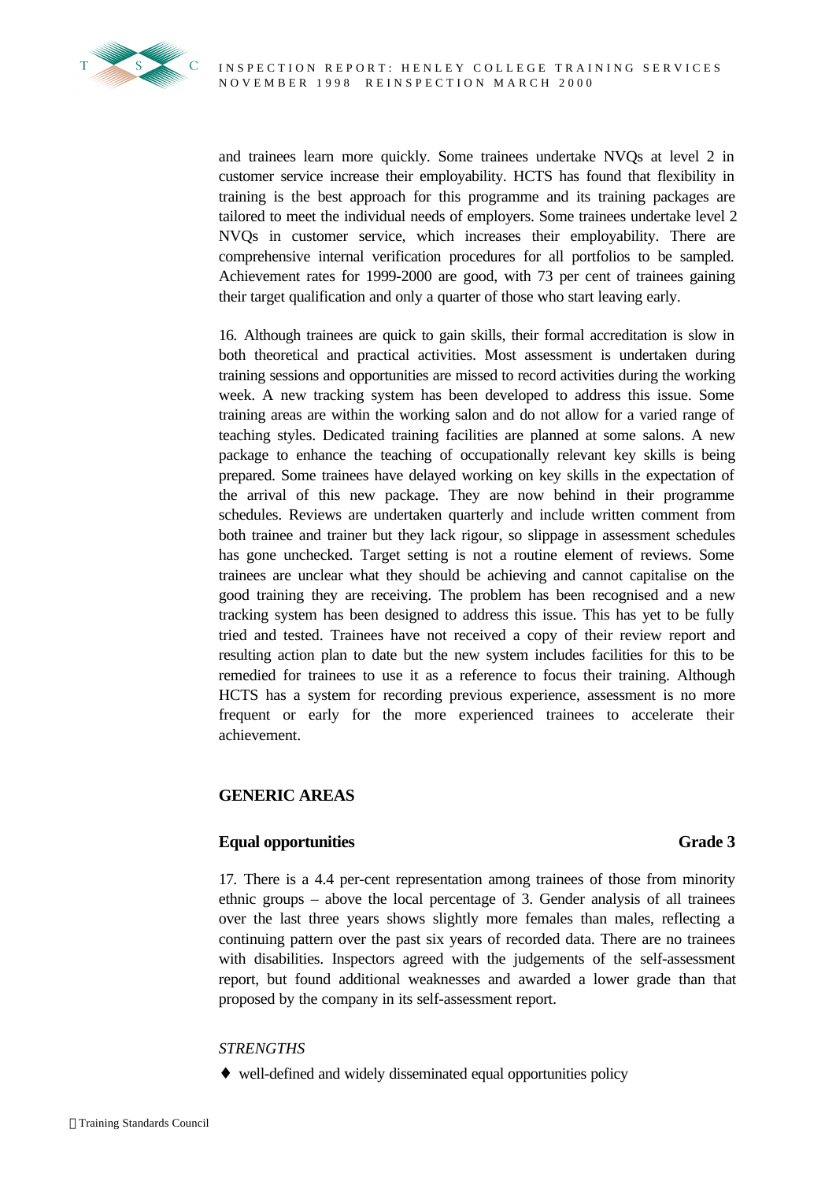and trainees learn more quickly. Some trainees undertake NVQs at level 2 in customer service increase their employability. HCTS has found that flexibility in training is the best approach for this programme and its training packages are tailored to meet the individual needs of employers. Some trainees undertake level 2 NVQs in customer service, which increases their employability. There are comprehensive internal verification procedures for all portfolios to be sampled. Achievement rates for 1999-2000 are good, with 73 per cent of trainees gaining their target qualification and only a quarter of those who start leaving early.

16. Although trainees are quick to gain skills, their formal accreditation is slow in both theoretical and practical activities. Most assessment is undertaken during training sessions and opportunities are missed to record activities during the working week. A new tracking system has been developed to address this issue. Some training areas are within the working salon and do not allow for a varied range of teaching styles. Dedicated training facilities are planned at some salons. A new package to enhance the teaching of occupationally relevant key skills is being prepared. Some trainees have delayed working on key skills in the expectation of the arrival of this new package. They are now behind in their programme schedules. Reviews are undertaken quarterly and include written comment from both trainee and trainer but they lack rigour, so slippage in assessment schedules has gone unchecked. Target setting is not a routine element of reviews. Some trainees are unclear what they should be achieving and cannot capitalise on the good training they are receiving. The problem has been recognised and a new tracking system has been designed to address this issue. This has yet to be fully tried and tested. Trainees have not received a copy of their review report and resulting action plan to date but the new system includes facilities for this to be remedied for trainees to use it as a reference to focus their training. Although HCTS has a system for recording previous experience, assessment is no more frequent or early for the more experienced trainees to accelerate their achievement.

## GENERIC AREAS

### Equal opportunities — Grade 3

17. There is a 4.4 per-cent representation among trainees of those from minority ethnic groups – above the local percentage of 3. Gender analysis of all trainees over the last three years shows slightly more females than males, reflecting a continuing pattern over the past six years of recorded data. There are no trainees with disabilities. Inspectors agreed with the judgements of the self-assessment report, but found additional weaknesses and awarded a lower grade than that proposed by the company in its self-assessment report.

*STRENGTHS*

- well-defined and widely disseminated equal opportunities policy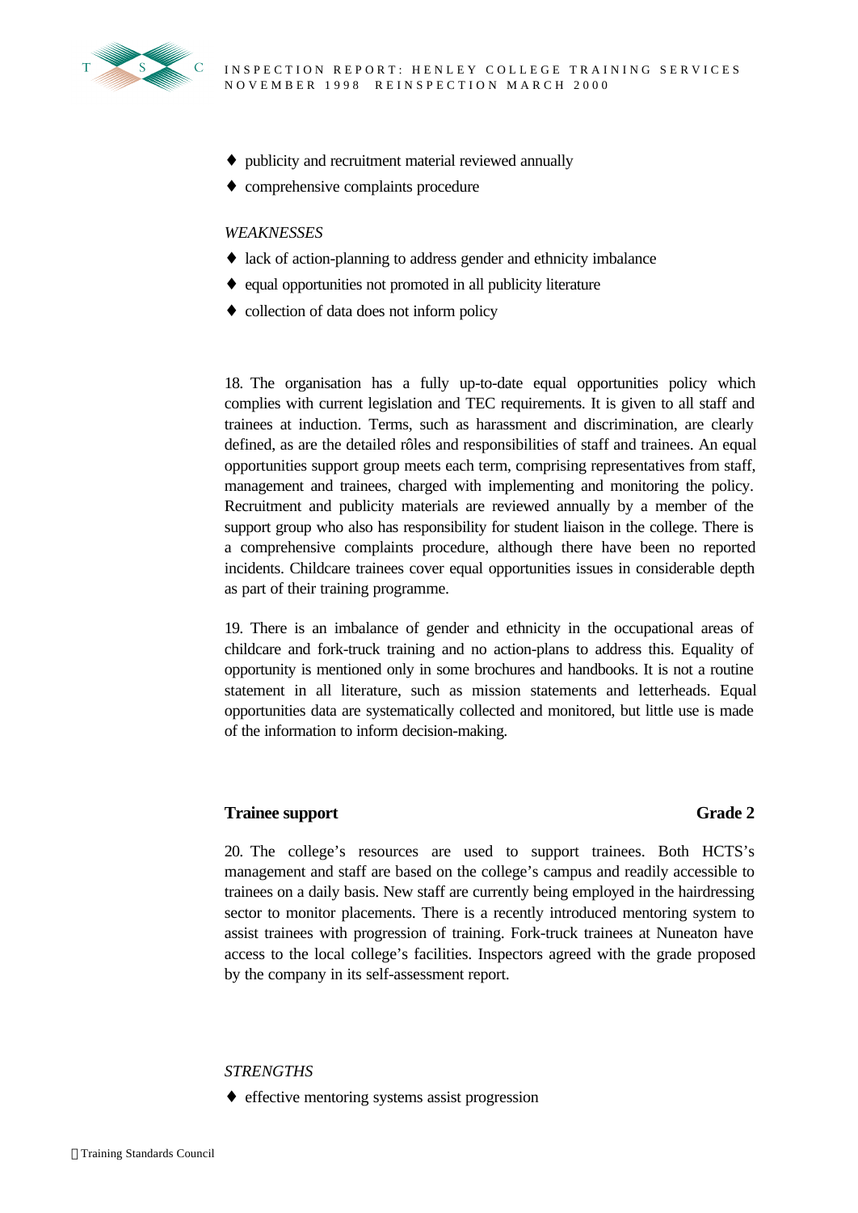- publicity and recruitment material reviewed annually
- comprehensive complaints procedure

*WEAKNESSES*

- lack of action-planning to address gender and ethnicity imbalance
- equal opportunities not promoted in all publicity literature
- collection of data does not inform policy

18. The organisation has a fully up-to-date equal opportunities policy which complies with current legislation and TEC requirements. It is given to all staff and trainees at induction. Terms, such as harassment and discrimination, are clearly defined, as are the detailed rôles and responsibilities of staff and trainees. An equal opportunities support group meets each term, comprising representatives from staff, management and trainees, charged with implementing and monitoring the policy. Recruitment and publicity materials are reviewed annually by a member of the support group who also has responsibility for student liaison in the college. There is a comprehensive complaints procedure, although there have been no reported incidents. Childcare trainees cover equal opportunities issues in considerable depth as part of their training programme.

19. There is an imbalance of gender and ethnicity in the occupational areas of childcare and fork-truck training and no action-plans to address this. Equality of opportunity is mentioned only in some brochures and handbooks. It is not a routine statement in all literature, such as mission statements and letterheads. Equal opportunities data are systematically collected and monitored, but little use is made of the information to inform decision-making.

## Trainee support — Grade 2

20. The college's resources are used to support trainees. Both HCTS's management and staff are based on the college's campus and readily accessible to trainees on a daily basis. New staff are currently being employed in the hairdressing sector to monitor placements. There is a recently introduced mentoring system to assist trainees with progression of training. Fork-truck trainees at Nuneaton have access to the local college's facilities. Inspectors agreed with the grade proposed by the company in its self-assessment report.

*STRENGTHS*

- effective mentoring systems assist progression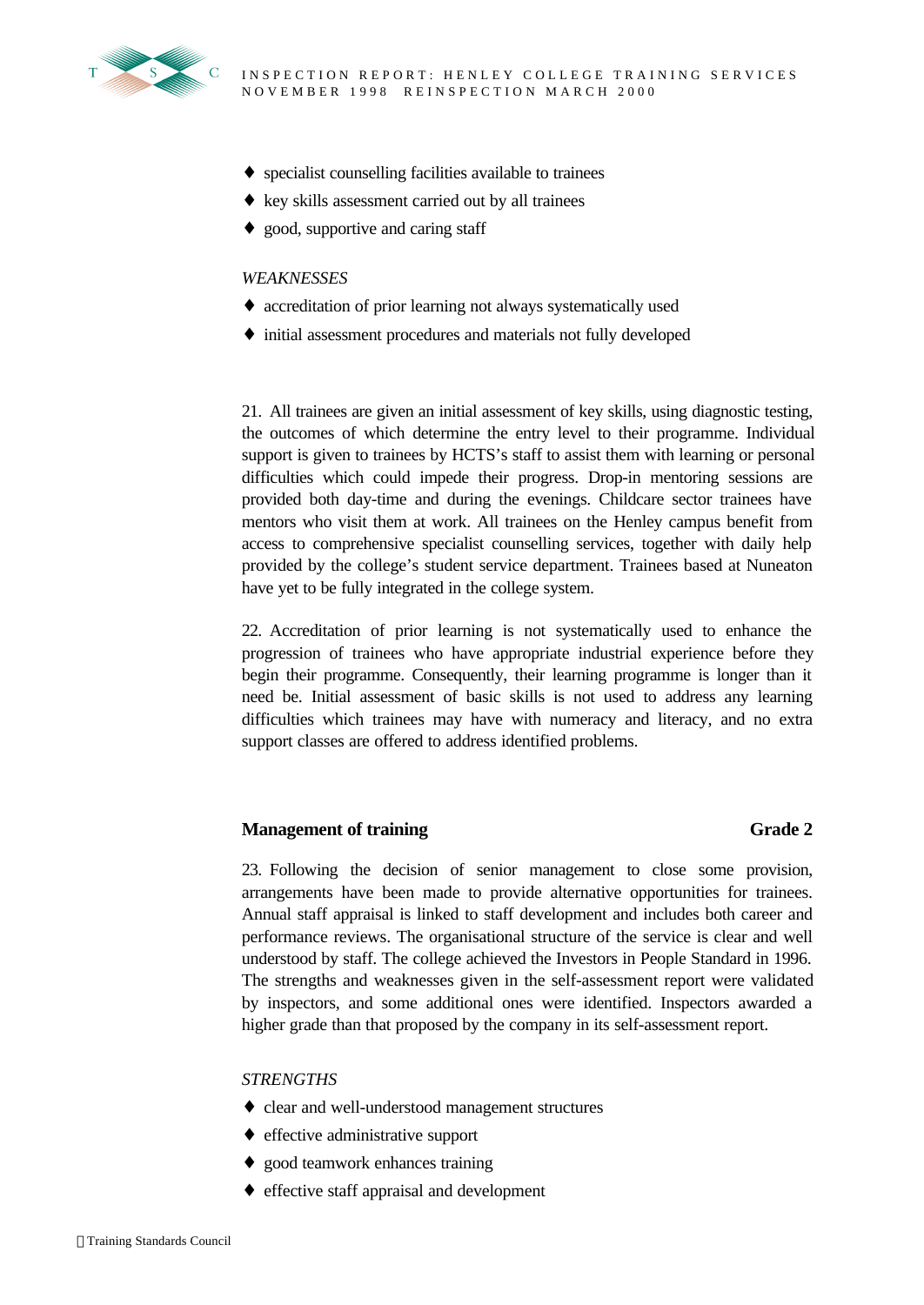- specialist counselling facilities available to trainees
- key skills assessment carried out by all trainees
- good, supportive and caring staff

*WEAKNESSES*

- accreditation of prior learning not always systematically used
- initial assessment procedures and materials not fully developed

21. All trainees are given an initial assessment of key skills, using diagnostic testing, the outcomes of which determine the entry level to their programme. Individual support is given to trainees by HCTS's staff to assist them with learning or personal difficulties which could impede their progress. Drop-in mentoring sessions are provided both day-time and during the evenings. Childcare sector trainees have mentors who visit them at work. All trainees on the Henley campus benefit from access to comprehensive specialist counselling services, together with daily help provided by the college's student service department. Trainees based at Nuneaton have yet to be fully integrated in the college system.

22. Accreditation of prior learning is not systematically used to enhance the progression of trainees who have appropriate industrial experience before they begin their programme. Consequently, their learning programme is longer than it need be. Initial assessment of basic skills is not used to address any learning difficulties which trainees may have with numeracy and literacy, and no extra support classes are offered to address identified problems.

### Management of training — Grade 2

23. Following the decision of senior management to close some provision, arrangements have been made to provide alternative opportunities for trainees. Annual staff appraisal is linked to staff development and includes both career and performance reviews. The organisational structure of the service is clear and well understood by staff. The college achieved the Investors in People Standard in 1996. The strengths and weaknesses given in the self-assessment report were validated by inspectors, and some additional ones were identified. Inspectors awarded a higher grade than that proposed by the company in its self-assessment report.

*STRENGTHS*

- clear and well-understood management structures
- effective administrative support
- good teamwork enhances training
- effective staff appraisal and development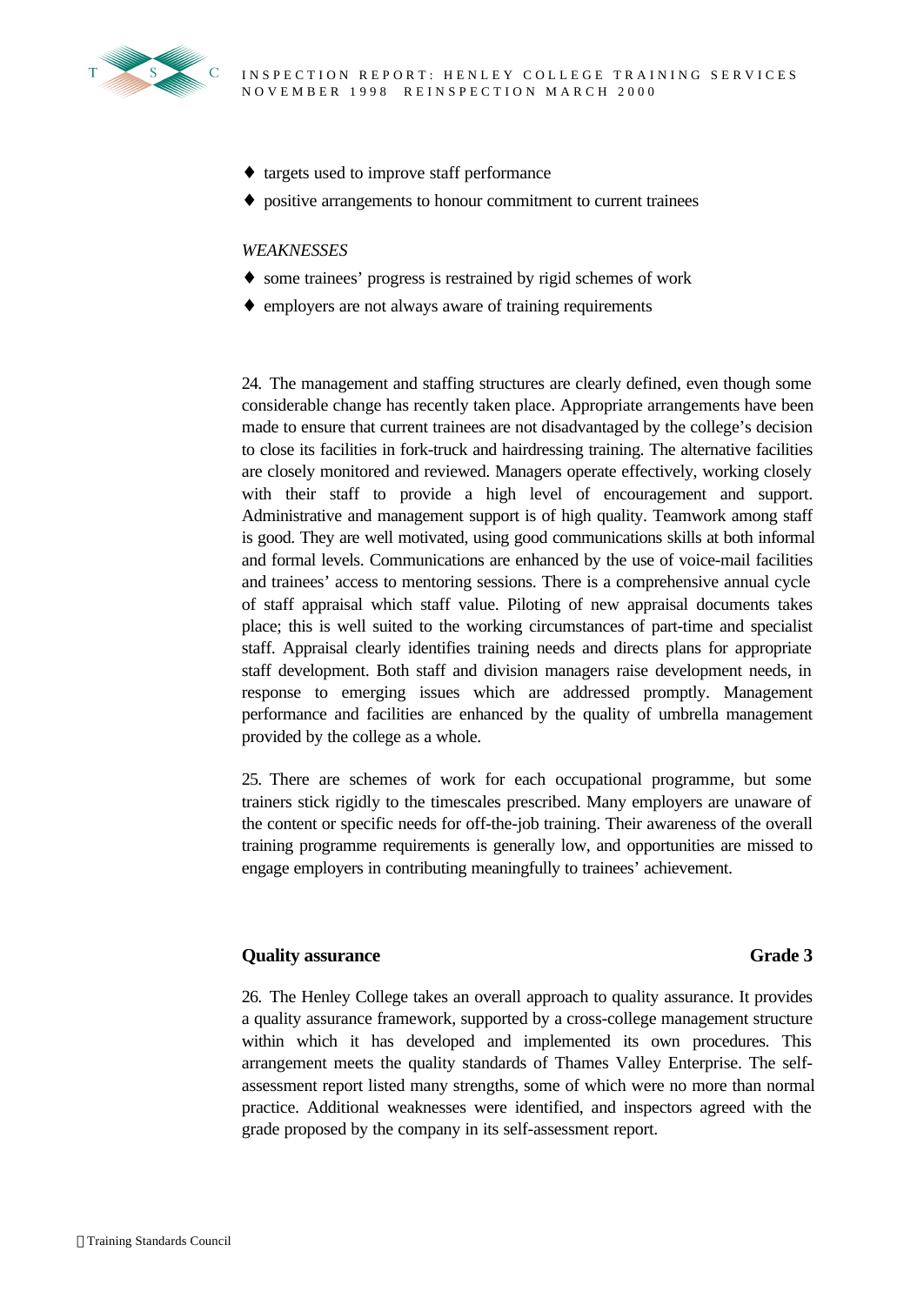- targets used to improve staff performance
- positive arrangements to honour commitment to current trainees

*WEAKNESSES*

- some trainees' progress is restrained by rigid schemes of work
- employers are not always aware of training requirements

24. The management and staffing structures are clearly defined, even though some considerable change has recently taken place. Appropriate arrangements have been made to ensure that current trainees are not disadvantaged by the college's decision to close its facilities in fork-truck and hairdressing training. The alternative facilities are closely monitored and reviewed. Managers operate effectively, working closely with their staff to provide a high level of encouragement and support. Administrative and management support is of high quality. Teamwork among staff is good. They are well motivated, using good communications skills at both informal and formal levels. Communications are enhanced by the use of voice-mail facilities and trainees' access to mentoring sessions. There is a comprehensive annual cycle of staff appraisal which staff value. Piloting of new appraisal documents takes place; this is well suited to the working circumstances of part-time and specialist staff. Appraisal clearly identifies training needs and directs plans for appropriate staff development. Both staff and division managers raise development needs, in response to emerging issues which are addressed promptly. Management performance and facilities are enhanced by the quality of umbrella management provided by the college as a whole.

25. There are schemes of work for each occupational programme, but some trainers stick rigidly to the timescales prescribed. Many employers are unaware of the content or specific needs for off-the-job training. Their awareness of the overall training programme requirements is generally low, and opportunities are missed to engage employers in contributing meaningfully to trainees' achievement.

**Quality assurance** **Grade 3**

26. The Henley College takes an overall approach to quality assurance. It provides a quality assurance framework, supported by a cross-college management structure within which it has developed and implemented its own procedures. This arrangement meets the quality standards of Thames Valley Enterprise. The self-assessment report listed many strengths, some of which were no more than normal practice. Additional weaknesses were identified, and inspectors agreed with the grade proposed by the company in its self-assessment report.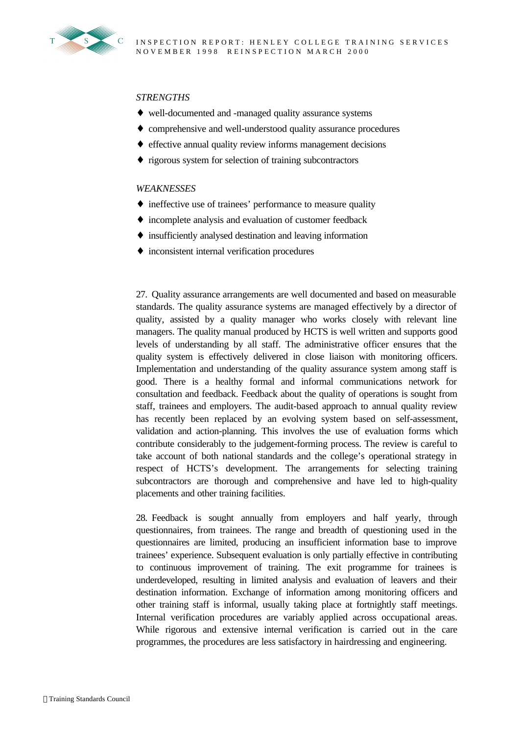*STRENGTHS*

- well-documented and -managed quality assurance systems
- comprehensive and well-understood quality assurance procedures
- effective annual quality review informs management decisions
- rigorous system for selection of training subcontractors

*WEAKNESSES*

- ineffective use of trainees' performance to measure quality
- incomplete analysis and evaluation of customer feedback
- insufficiently analysed destination and leaving information
- inconsistent internal verification procedures

27. Quality assurance arrangements are well documented and based on measurable standards. The quality assurance systems are managed effectively by a director of quality, assisted by a quality manager who works closely with relevant line managers. The quality manual produced by HCTS is well written and supports good levels of understanding by all staff. The administrative officer ensures that the quality system is effectively delivered in close liaison with monitoring officers. Implementation and understanding of the quality assurance system among staff is good. There is a healthy formal and informal communications network for consultation and feedback. Feedback about the quality of operations is sought from staff, trainees and employers. The audit-based approach to annual quality review has recently been replaced by an evolving system based on self-assessment, validation and action-planning. This involves the use of evaluation forms which contribute considerably to the judgement-forming process. The review is careful to take account of both national standards and the college's operational strategy in respect of HCTS's development. The arrangements for selecting training subcontractors are thorough and comprehensive and have led to high-quality placements and other training facilities.

28. Feedback is sought annually from employers and half yearly, through questionnaires, from trainees. The range and breadth of questioning used in the questionnaires are limited, producing an insufficient information base to improve trainees' experience. Subsequent evaluation is only partially effective in contributing to continuous improvement of training. The exit programme for trainees is underdeveloped, resulting in limited analysis and evaluation of leavers and their destination information. Exchange of information among monitoring officers and other training staff is informal, usually taking place at fortnightly staff meetings. Internal verification procedures are variably applied across occupational areas. While rigorous and extensive internal verification is carried out in the care programmes, the procedures are less satisfactory in hairdressing and engineering.